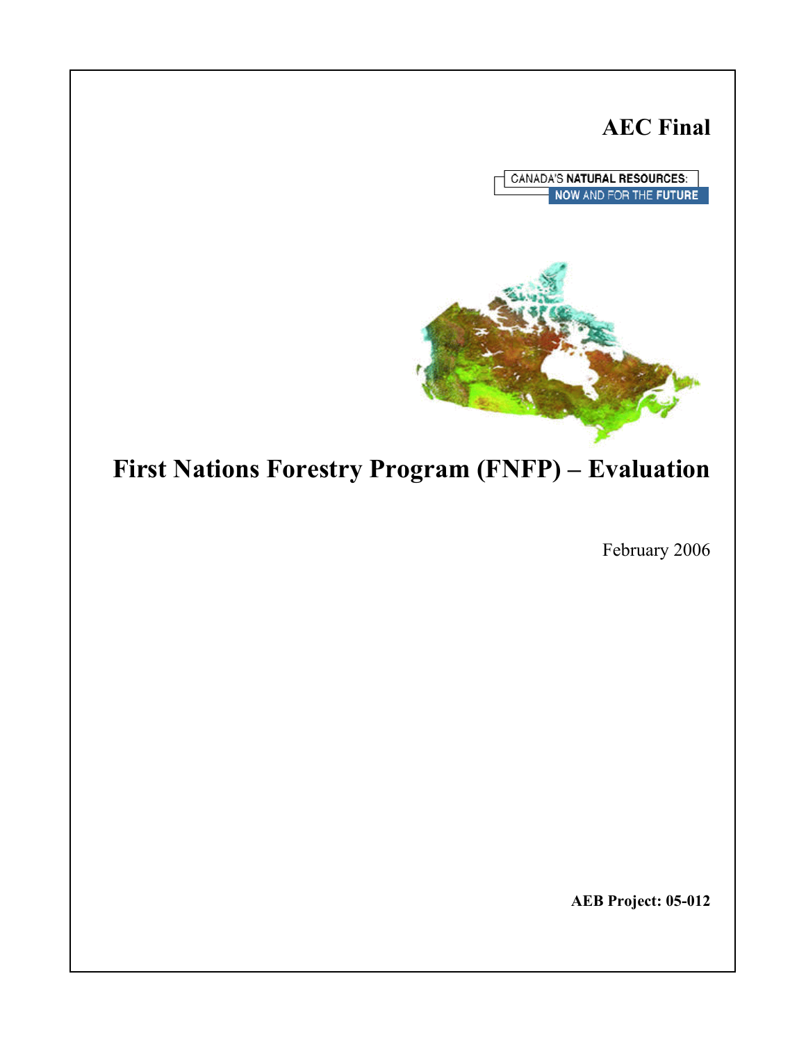**AEC Final**

CANADA'S **NATURAL RESOURCES**:
NOW AND FOR THE **FUTURE**

# First Nations Forestry Program (FNFP) – Evaluation

February 2006

**AEB Project: 05-012**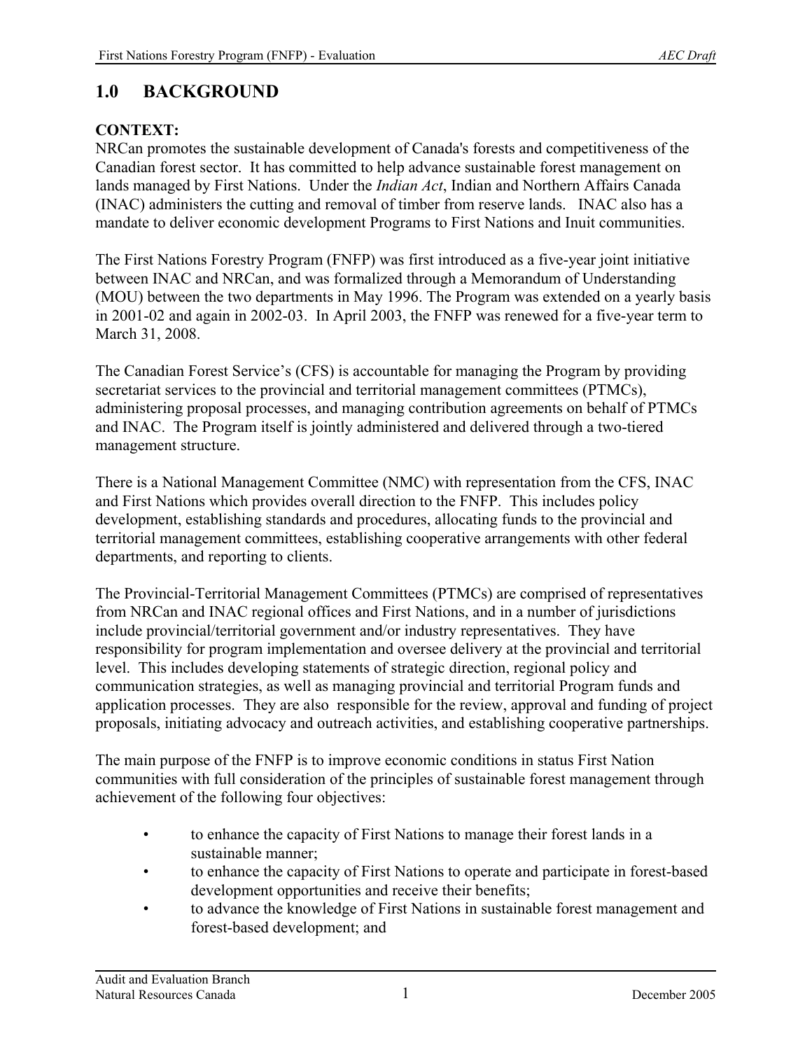# 1.0 BACKGROUND

**CONTEXT:**

NRCan promotes the sustainable development of Canada's forests and competitiveness of the Canadian forest sector. It has committed to help advance sustainable forest management on lands managed by First Nations. Under the *Indian Act*, Indian and Northern Affairs Canada (INAC) administers the cutting and removal of timber from reserve lands. INAC also has a mandate to deliver economic development Programs to First Nations and Inuit communities.

The First Nations Forestry Program (FNFP) was first introduced as a five-year joint initiative between INAC and NRCan, and was formalized through a Memorandum of Understanding (MOU) between the two departments in May 1996. The Program was extended on a yearly basis in 2001-02 and again in 2002-03. In April 2003, the FNFP was renewed for a five-year term to March 31, 2008.

The Canadian Forest Service's (CFS) is accountable for managing the Program by providing secretariat services to the provincial and territorial management committees (PTMCs), administering proposal processes, and managing contribution agreements on behalf of PTMCs and INAC. The Program itself is jointly administered and delivered through a two-tiered management structure.

There is a National Management Committee (NMC) with representation from the CFS, INAC and First Nations which provides overall direction to the FNFP. This includes policy development, establishing standards and procedures, allocating funds to the provincial and territorial management committees, establishing cooperative arrangements with other federal departments, and reporting to clients.

The Provincial-Territorial Management Committees (PTMCs) are comprised of representatives from NRCan and INAC regional offices and First Nations, and in a number of jurisdictions include provincial/territorial government and/or industry representatives. They have responsibility for program implementation and oversee delivery at the provincial and territorial level. This includes developing statements of strategic direction, regional policy and communication strategies, as well as managing provincial and territorial Program funds and application processes. They are also responsible for the review, approval and funding of project proposals, initiating advocacy and outreach activities, and establishing cooperative partnerships.

The main purpose of the FNFP is to improve economic conditions in status First Nation communities with full consideration of the principles of sustainable forest management through achievement of the following four objectives:

- to enhance the capacity of First Nations to manage their forest lands in a sustainable manner;
- to enhance the capacity of First Nations to operate and participate in forest-based development opportunities and receive their benefits;
- to advance the knowledge of First Nations in sustainable forest management and forest-based development; and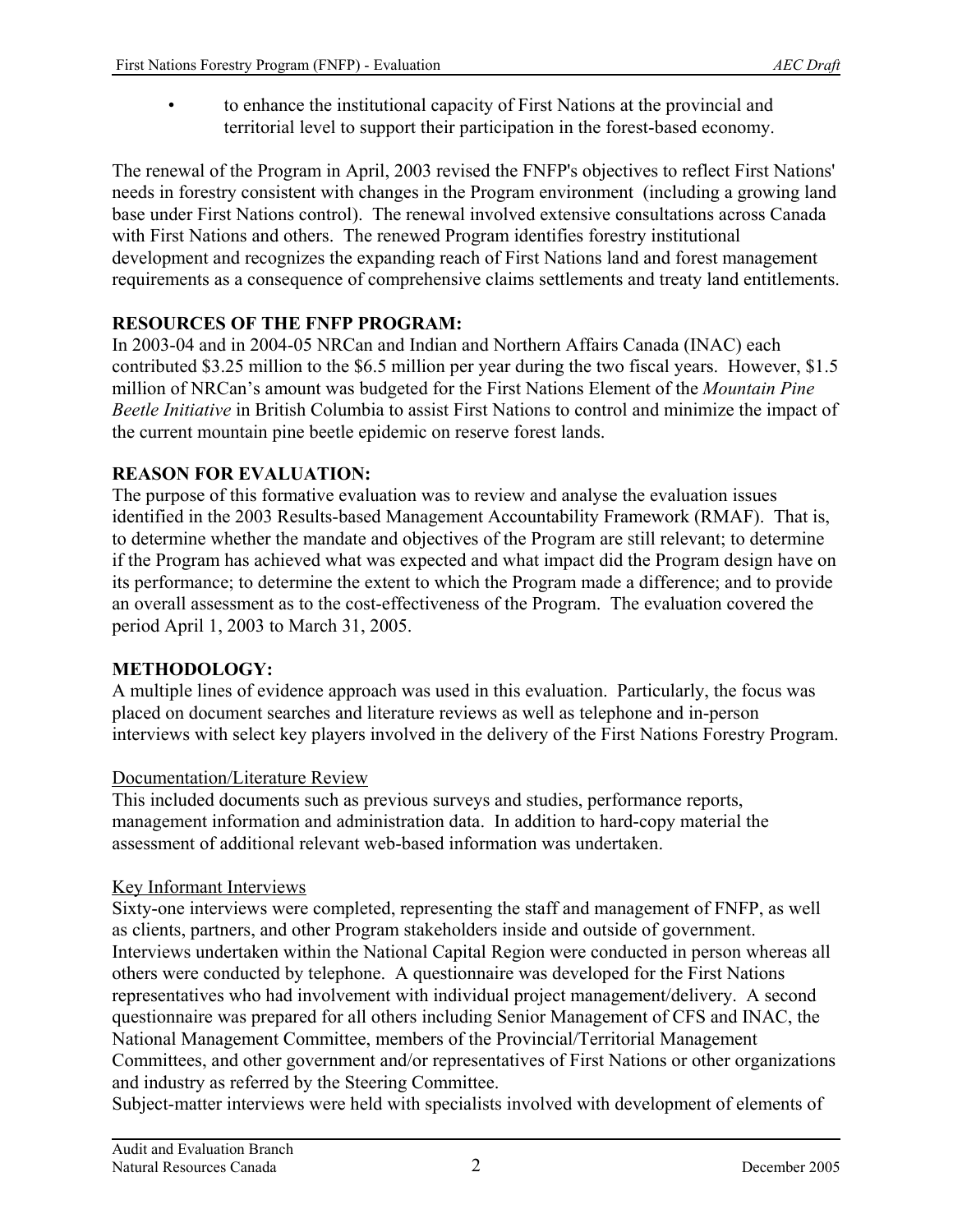- to enhance the institutional capacity of First Nations at the provincial and territorial level to support their participation in the forest-based economy.

The renewal of the Program in April, 2003 revised the FNFP's objectives to reflect First Nations' needs in forestry consistent with changes in the Program environment (including a growing land base under First Nations control). The renewal involved extensive consultations across Canada with First Nations and others. The renewed Program identifies forestry institutional development and recognizes the expanding reach of First Nations land and forest management requirements as a consequence of comprehensive claims settlements and treaty land entitlements.

**RESOURCES OF THE FNFP PROGRAM:**

In 2003-04 and in 2004-05 NRCan and Indian and Northern Affairs Canada (INAC) each contributed $3.25 million to the $6.5 million per year during the two fiscal years. However, $1.5 million of NRCan's amount was budgeted for the First Nations Element of the *Mountain Pine Beetle Initiative* in British Columbia to assist First Nations to control and minimize the impact of the current mountain pine beetle epidemic on reserve forest lands.

**REASON FOR EVALUATION:**

The purpose of this formative evaluation was to review and analyse the evaluation issues identified in the 2003 Results-based Management Accountability Framework (RMAF). That is, to determine whether the mandate and objectives of the Program are still relevant; to determine if the Program has achieved what was expected and what impact did the Program design have on its performance; to determine the extent to which the Program made a difference; and to provide an overall assessment as to the cost-effectiveness of the Program. The evaluation covered the period April 1, 2003 to March 31, 2005.

**METHODOLOGY:**

A multiple lines of evidence approach was used in this evaluation. Particularly, the focus was placed on document searches and literature reviews as well as telephone and in-person interviews with select key players involved in the delivery of the First Nations Forestry Program.

<u>Documentation/Literature Review</u>

This included documents such as previous surveys and studies, performance reports, management information and administration data. In addition to hard-copy material the assessment of additional relevant web-based information was undertaken.

<u>Key Informant Interviews</u>

Sixty-one interviews were completed, representing the staff and management of FNFP, as well as clients, partners, and other Program stakeholders inside and outside of government. Interviews undertaken within the National Capital Region were conducted in person whereas all others were conducted by telephone. A questionnaire was developed for the First Nations representatives who had involvement with individual project management/delivery. A second questionnaire was prepared for all others including Senior Management of CFS and INAC, the National Management Committee, members of the Provincial/Territorial Management Committees, and other government and/or representatives of First Nations or other organizations and industry as referred by the Steering Committee.

Subject-matter interviews were held with specialists involved with development of elements of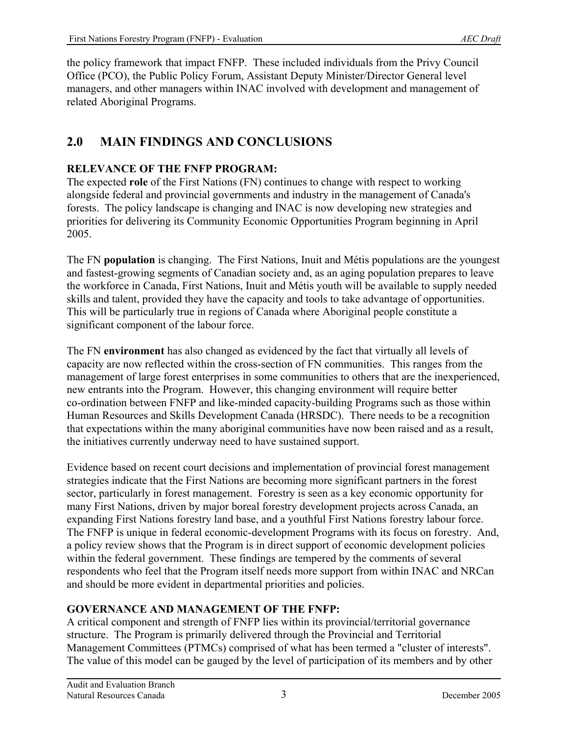the policy framework that impact FNFP. These included individuals from the Privy Council Office (PCO), the Public Policy Forum, Assistant Deputy Minister/Director General level managers, and other managers within INAC involved with development and management of related Aboriginal Programs.

# 2.0 MAIN FINDINGS AND CONCLUSIONS

**RELEVANCE OF THE FNFP PROGRAM:**

The expected **role** of the First Nations (FN) continues to change with respect to working alongside federal and provincial governments and industry in the management of Canada's forests. The policy landscape is changing and INAC is now developing new strategies and priorities for delivering its Community Economic Opportunities Program beginning in April 2005.

The FN **population** is changing. The First Nations, Inuit and Métis populations are the youngest and fastest-growing segments of Canadian society and, as an aging population prepares to leave the workforce in Canada, First Nations, Inuit and Métis youth will be available to supply needed skills and talent, provided they have the capacity and tools to take advantage of opportunities. This will be particularly true in regions of Canada where Aboriginal people constitute a significant component of the labour force.

The FN **environment** has also changed as evidenced by the fact that virtually all levels of capacity are now reflected within the cross-section of FN communities. This ranges from the management of large forest enterprises in some communities to others that are the inexperienced, new entrants into the Program. However, this changing environment will require better co-ordination between FNFP and like-minded capacity-building Programs such as those within Human Resources and Skills Development Canada (HRSDC). There needs to be a recognition that expectations within the many aboriginal communities have now been raised and as a result, the initiatives currently underway need to have sustained support.

Evidence based on recent court decisions and implementation of provincial forest management strategies indicate that the First Nations are becoming more significant partners in the forest sector, particularly in forest management. Forestry is seen as a key economic opportunity for many First Nations, driven by major boreal forestry development projects across Canada, an expanding First Nations forestry land base, and a youthful First Nations forestry labour force. The FNFP is unique in federal economic-development Programs with its focus on forestry. And, a policy review shows that the Program is in direct support of economic development policies within the federal government. These findings are tempered by the comments of several respondents who feel that the Program itself needs more support from within INAC and NRCan and should be more evident in departmental priorities and policies.

**GOVERNANCE AND MANAGEMENT OF THE FNFP:**

A critical component and strength of FNFP lies within its provincial/territorial governance structure. The Program is primarily delivered through the Provincial and Territorial Management Committees (PTMCs) comprised of what has been termed a "cluster of interests". The value of this model can be gauged by the level of participation of its members and by other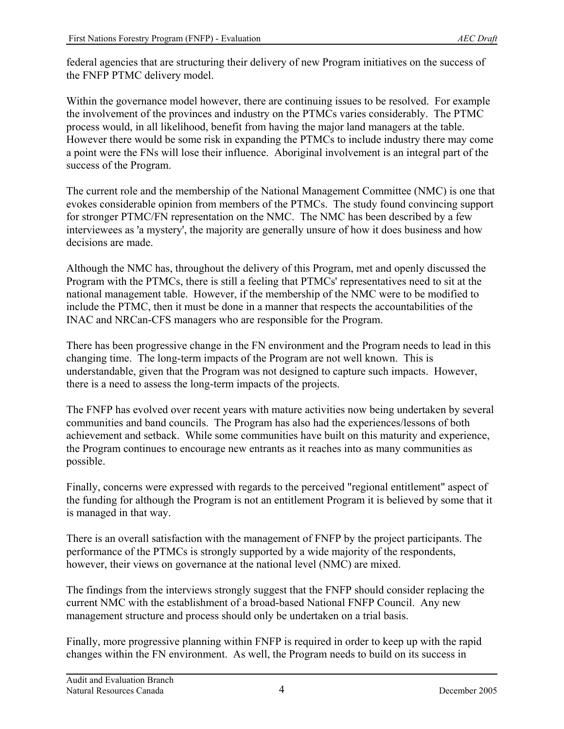federal agencies that are structuring their delivery of new Program initiatives on the success of the FNFP PTMC delivery model.

Within the governance model however, there are continuing issues to be resolved. For example the involvement of the provinces and industry on the PTMCs varies considerably. The PTMC process would, in all likelihood, benefit from having the major land managers at the table. However there would be some risk in expanding the PTMCs to include industry there may come a point were the FNs will lose their influence. Aboriginal involvement is an integral part of the success of the Program.

The current role and the membership of the National Management Committee (NMC) is one that evokes considerable opinion from members of the PTMCs. The study found convincing support for stronger PTMC/FN representation on the NMC. The NMC has been described by a few interviewees as 'a mystery', the majority are generally unsure of how it does business and how decisions are made.

Although the NMC has, throughout the delivery of this Program, met and openly discussed the Program with the PTMCs, there is still a feeling that PTMCs' representatives need to sit at the national management table. However, if the membership of the NMC were to be modified to include the PTMC, then it must be done in a manner that respects the accountabilities of the INAC and NRCan-CFS managers who are responsible for the Program.

There has been progressive change in the FN environment and the Program needs to lead in this changing time. The long-term impacts of the Program are not well known. This is understandable, given that the Program was not designed to capture such impacts. However, there is a need to assess the long-term impacts of the projects.

The FNFP has evolved over recent years with mature activities now being undertaken by several communities and band councils. The Program has also had the experiences/lessons of both achievement and setback. While some communities have built on this maturity and experience, the Program continues to encourage new entrants as it reaches into as many communities as possible.

Finally, concerns were expressed with regards to the perceived "regional entitlement" aspect of the funding for although the Program is not an entitlement Program it is believed by some that it is managed in that way.

There is an overall satisfaction with the management of FNFP by the project participants. The performance of the PTMCs is strongly supported by a wide majority of the respondents, however, their views on governance at the national level (NMC) are mixed.

The findings from the interviews strongly suggest that the FNFP should consider replacing the current NMC with the establishment of a broad-based National FNFP Council. Any new management structure and process should only be undertaken on a trial basis.

Finally, more progressive planning within FNFP is required in order to keep up with the rapid changes within the FN environment. As well, the Program needs to build on its success in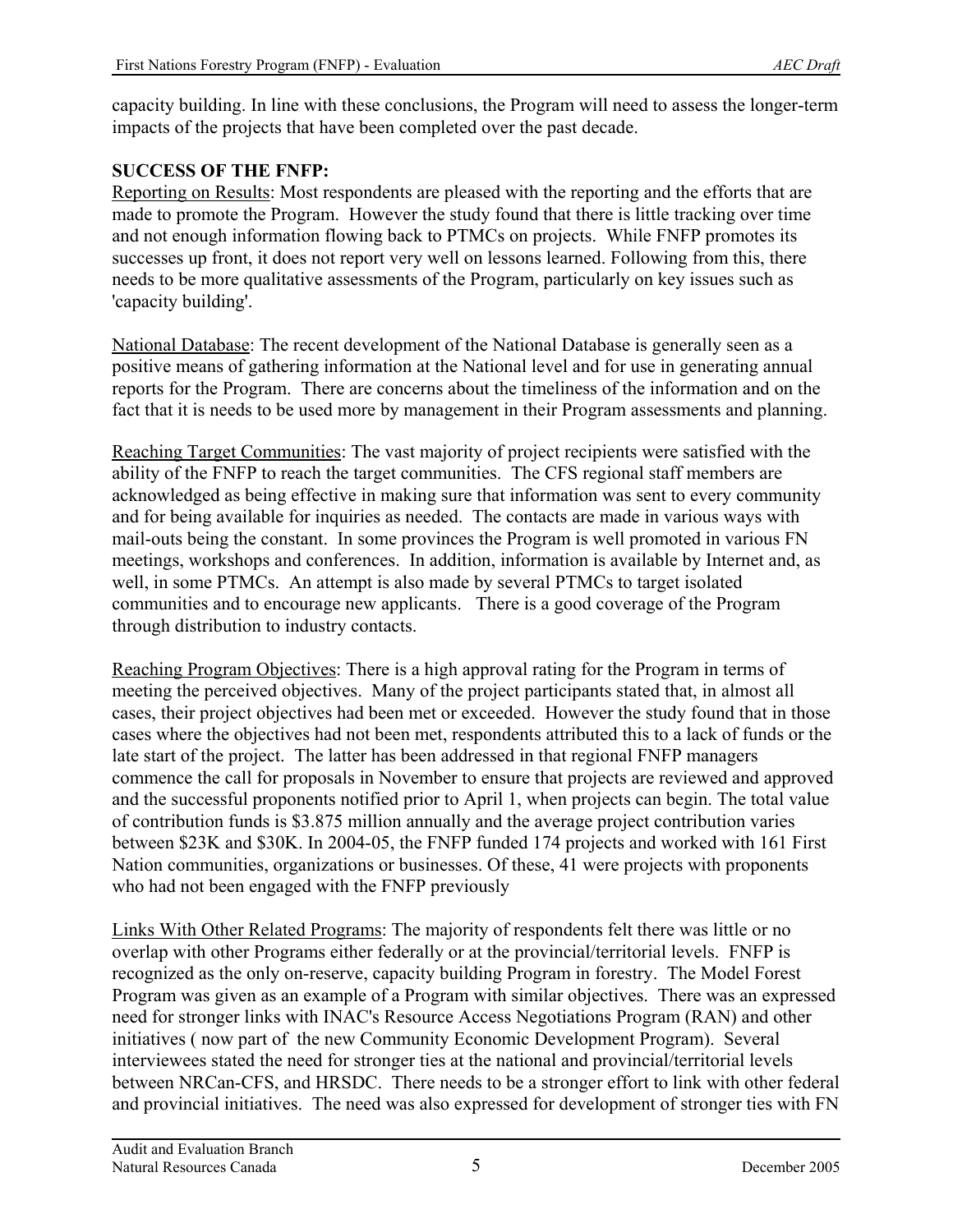capacity building. In line with these conclusions, the Program will need to assess the longer-term impacts of the projects that have been completed over the past decade.

**SUCCESS OF THE FNFP:**

Reporting on Results: Most respondents are pleased with the reporting and the efforts that are made to promote the Program. However the study found that there is little tracking over time and not enough information flowing back to PTMCs on projects. While FNFP promotes its successes up front, it does not report very well on lessons learned. Following from this, there needs to be more qualitative assessments of the Program, particularly on key issues such as 'capacity building'.

National Database: The recent development of the National Database is generally seen as a positive means of gathering information at the National level and for use in generating annual reports for the Program. There are concerns about the timeliness of the information and on the fact that it is needs to be used more by management in their Program assessments and planning.

Reaching Target Communities: The vast majority of project recipients were satisfied with the ability of the FNFP to reach the target communities. The CFS regional staff members are acknowledged as being effective in making sure that information was sent to every community and for being available for inquiries as needed. The contacts are made in various ways with mail-outs being the constant. In some provinces the Program is well promoted in various FN meetings, workshops and conferences. In addition, information is available by Internet and, as well, in some PTMCs. An attempt is also made by several PTMCs to target isolated communities and to encourage new applicants. There is a good coverage of the Program through distribution to industry contacts.

Reaching Program Objectives: There is a high approval rating for the Program in terms of meeting the perceived objectives. Many of the project participants stated that, in almost all cases, their project objectives had been met or exceeded. However the study found that in those cases where the objectives had not been met, respondents attributed this to a lack of funds or the late start of the project. The latter has been addressed in that regional FNFP managers commence the call for proposals in November to ensure that projects are reviewed and approved and the successful proponents notified prior to April 1, when projects can begin. The total value of contribution funds is $3.875 million annually and the average project contribution varies between $23K and $30K. In 2004-05, the FNFP funded 174 projects and worked with 161 First Nation communities, organizations or businesses. Of these, 41 were projects with proponents who had not been engaged with the FNFP previously

Links With Other Related Programs: The majority of respondents felt there was little or no overlap with other Programs either federally or at the provincial/territorial levels. FNFP is recognized as the only on-reserve, capacity building Program in forestry. The Model Forest Program was given as an example of a Program with similar objectives. There was an expressed need for stronger links with INAC's Resource Access Negotiations Program (RAN) and other initiatives ( now part of the new Community Economic Development Program). Several interviewees stated the need for stronger ties at the national and provincial/territorial levels between NRCan-CFS, and HRSDC. There needs to be a stronger effort to link with other federal and provincial initiatives. The need was also expressed for development of stronger ties with FN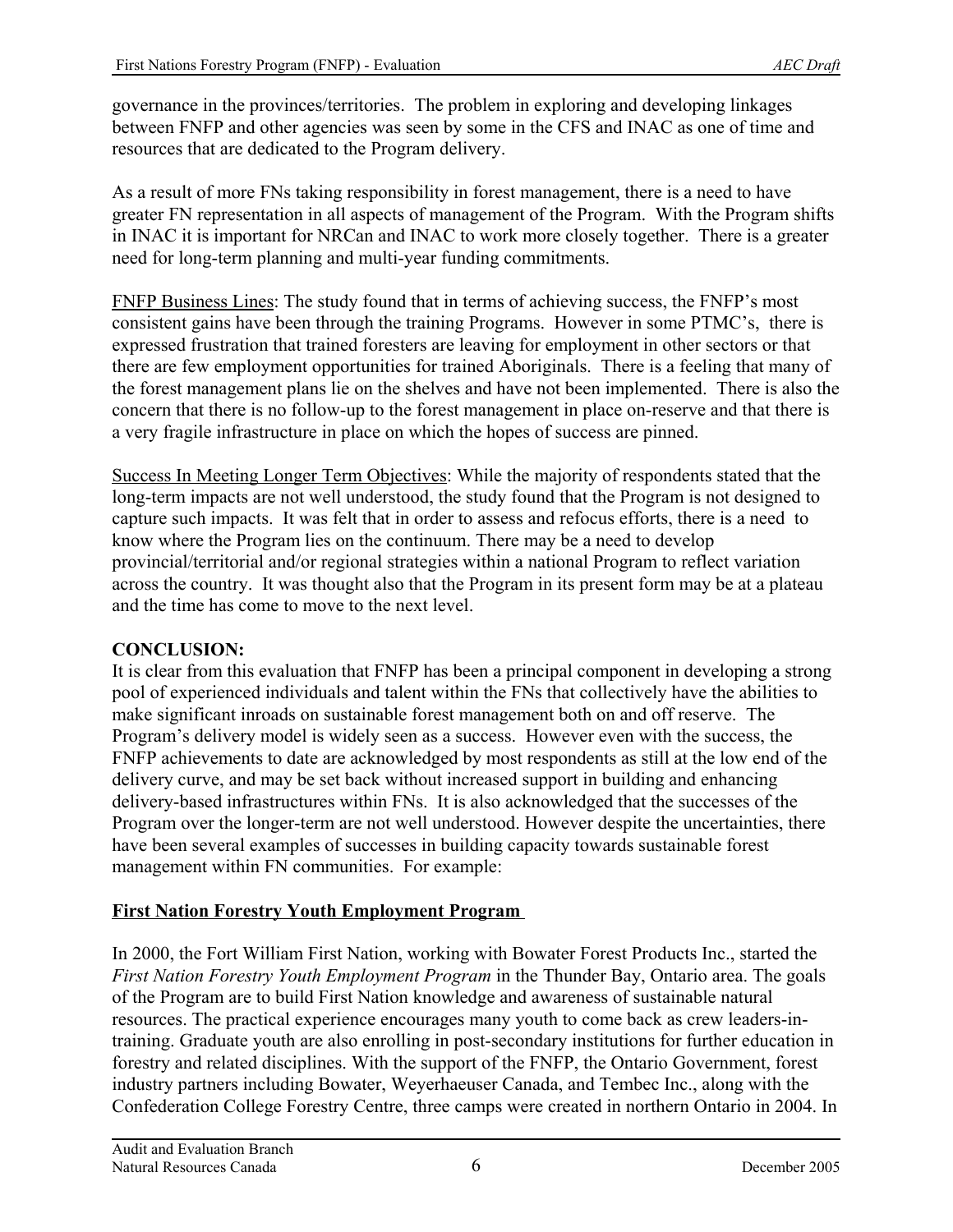governance in the provinces/territories. The problem in exploring and developing linkages between FNFP and other agencies was seen by some in the CFS and INAC as one of time and resources that are dedicated to the Program delivery.

As a result of more FNs taking responsibility in forest management, there is a need to have greater FN representation in all aspects of management of the Program. With the Program shifts in INAC it is important for NRCan and INAC to work more closely together. There is a greater need for long-term planning and multi-year funding commitments.

<u>FNFP Business Lines</u>: The study found that in terms of achieving success, the FNFP's most consistent gains have been through the training Programs. However in some PTMC's, there is expressed frustration that trained foresters are leaving for employment in other sectors or that there are few employment opportunities for trained Aboriginals. There is a feeling that many of the forest management plans lie on the shelves and have not been implemented. There is also the concern that there is no follow-up to the forest management in place on-reserve and that there is a very fragile infrastructure in place on which the hopes of success are pinned.

<u>Success In Meeting Longer Term Objectives</u>: While the majority of respondents stated that the long-term impacts are not well understood, the study found that the Program is not designed to capture such impacts. It was felt that in order to assess and refocus efforts, there is a need to know where the Program lies on the continuum. There may be a need to develop provincial/territorial and/or regional strategies within a national Program to reflect variation across the country. It was thought also that the Program in its present form may be at a plateau and the time has come to move to the next level.

**CONCLUSION:**

It is clear from this evaluation that FNFP has been a principal component in developing a strong pool of experienced individuals and talent within the FNs that collectively have the abilities to make significant inroads on sustainable forest management both on and off reserve. The Program's delivery model is widely seen as a success. However even with the success, the FNFP achievements to date are acknowledged by most respondents as still at the low end of the delivery curve, and may be set back without increased support in building and enhancing delivery-based infrastructures within FNs. It is also acknowledged that the successes of the Program over the longer-term are not well understood. However despite the uncertainties, there have been several examples of successes in building capacity towards sustainable forest management within FN communities. For example:

**<u>First Nation Forestry Youth Employment Program</u>**

In 2000, the Fort William First Nation, working with Bowater Forest Products Inc., started the *First Nation Forestry Youth Employment Program* in the Thunder Bay, Ontario area. The goals of the Program are to build First Nation knowledge and awareness of sustainable natural resources. The practical experience encourages many youth to come back as crew leaders-in-training. Graduate youth are also enrolling in post-secondary institutions for further education in forestry and related disciplines. With the support of the FNFP, the Ontario Government, forest industry partners including Bowater, Weyerhaeuser Canada, and Tembec Inc., along with the Confederation College Forestry Centre, three camps were created in northern Ontario in 2004. In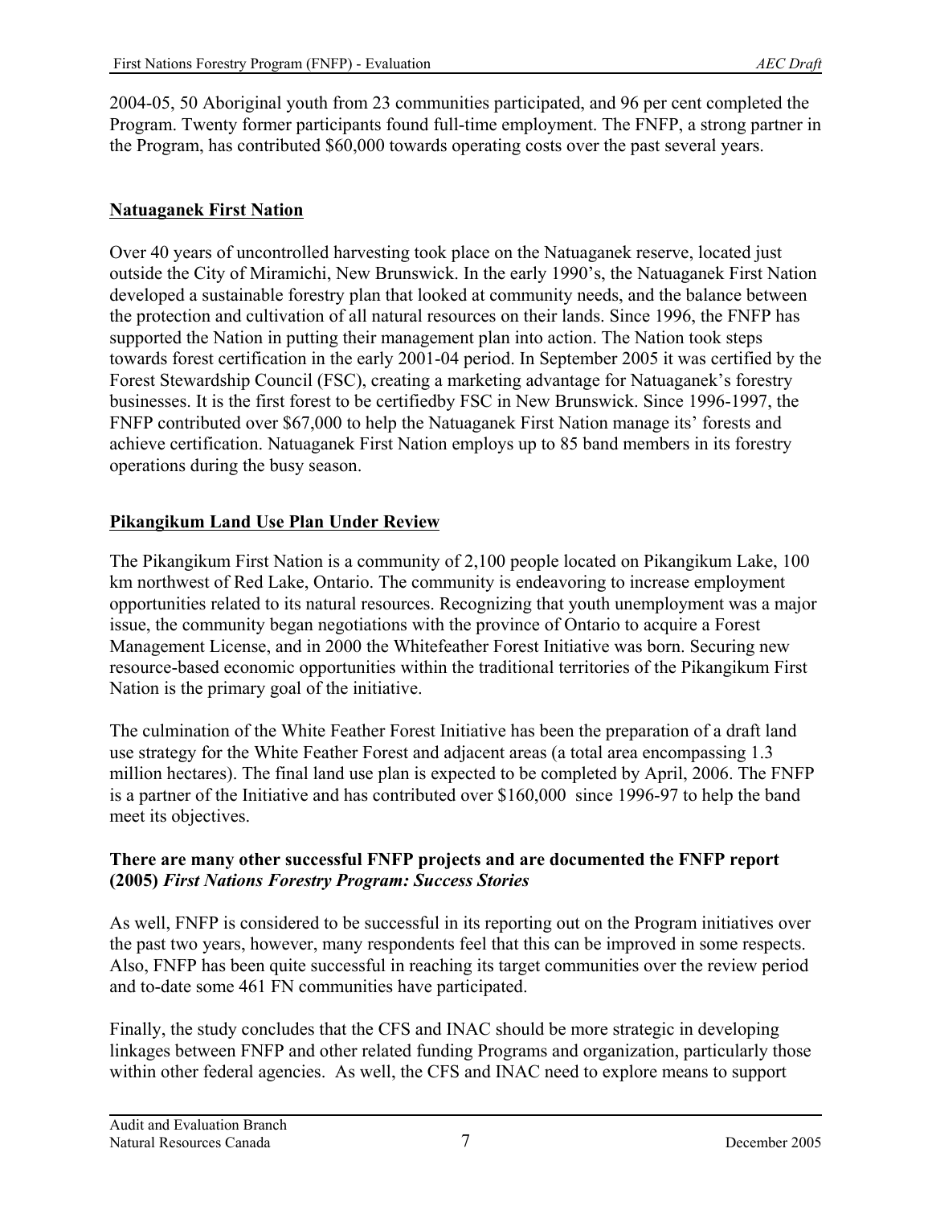2004-05, 50 Aboriginal youth from 23 communities participated, and 96 per cent completed the Program. Twenty former participants found full-time employment. The FNFP, a strong partner in the Program, has contributed $60,000 towards operating costs over the past several years.

## Natuaganek First Nation

Over 40 years of uncontrolled harvesting took place on the Natuaganek reserve, located just outside the City of Miramichi, New Brunswick. In the early 1990's, the Natuaganek First Nation developed a sustainable forestry plan that looked at community needs, and the balance between the protection and cultivation of all natural resources on their lands. Since 1996, the FNFP has supported the Nation in putting their management plan into action. The Nation took steps towards forest certification in the early 2001-04 period. In September 2005 it was certified by the Forest Stewardship Council (FSC), creating a marketing advantage for Natuaganek's forestry businesses. It is the first forest to be certifiedby FSC in New Brunswick. Since 1996-1997, the FNFP contributed over $67,000 to help the Natuaganek First Nation manage its' forests and achieve certification. Natuaganek First Nation employs up to 85 band members in its forestry operations during the busy season.

## Pikangikum Land Use Plan Under Review

The Pikangikum First Nation is a community of 2,100 people located on Pikangikum Lake, 100 km northwest of Red Lake, Ontario. The community is endeavoring to increase employment opportunities related to its natural resources. Recognizing that youth unemployment was a major issue, the community began negotiations with the province of Ontario to acquire a Forest Management License, and in 2000 the Whitefeather Forest Initiative was born. Securing new resource-based economic opportunities within the traditional territories of the Pikangikum First Nation is the primary goal of the initiative.

The culmination of the White Feather Forest Initiative has been the preparation of a draft land use strategy for the White Feather Forest and adjacent areas (a total area encompassing 1.3 million hectares). The final land use plan is expected to be completed by April, 2006. The FNFP is a partner of the Initiative and has contributed over $160,000 since 1996-97 to help the band meet its objectives.

**There are many other successful FNFP projects and are documented the FNFP report (2005) *First Nations Forestry Program: Success Stories***

As well, FNFP is considered to be successful in its reporting out on the Program initiatives over the past two years, however, many respondents feel that this can be improved in some respects. Also, FNFP has been quite successful in reaching its target communities over the review period and to-date some 461 FN communities have participated.

Finally, the study concludes that the CFS and INAC should be more strategic in developing linkages between FNFP and other related funding Programs and organization, particularly those within other federal agencies. As well, the CFS and INAC need to explore means to support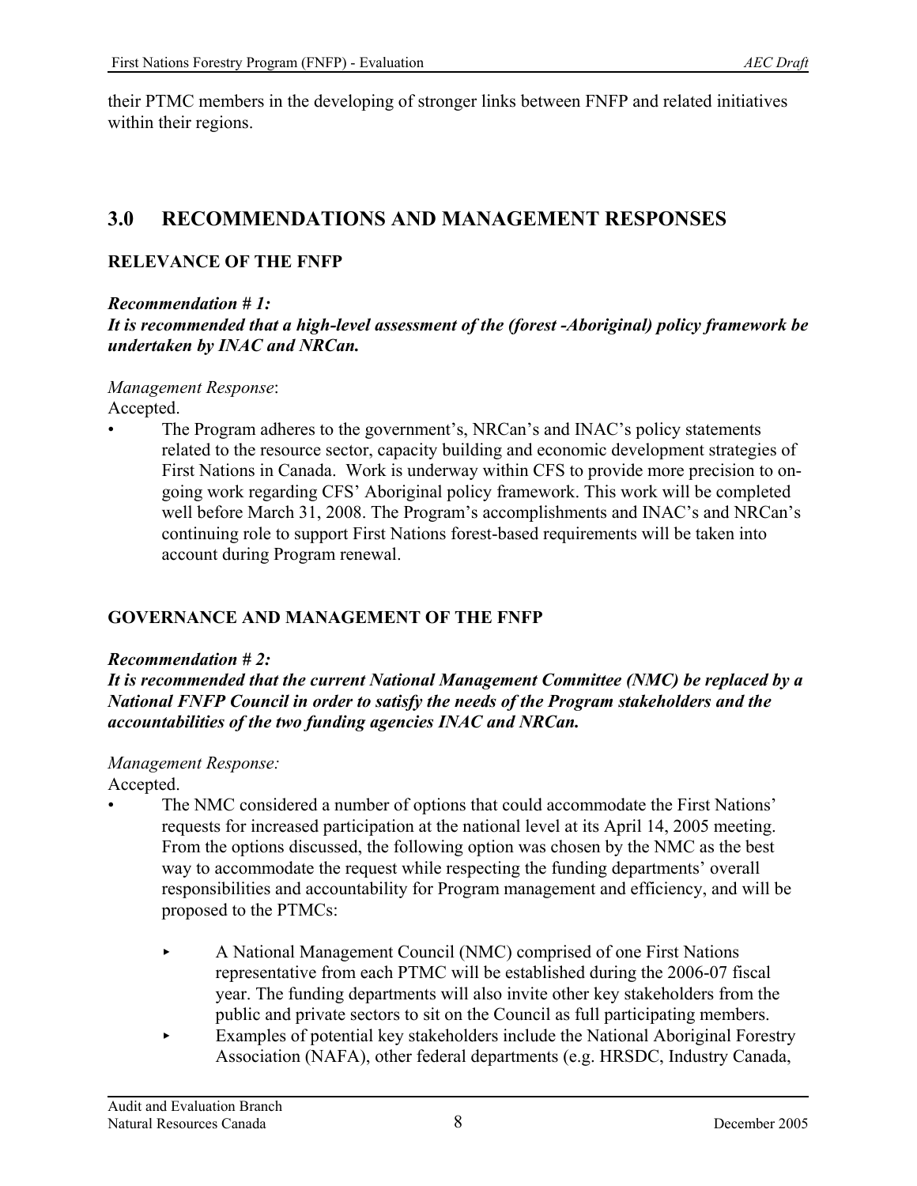their PTMC members in the developing of stronger links between FNFP and related initiatives within their regions.

## 3.0 RECOMMENDATIONS AND MANAGEMENT RESPONSES

### RELEVANCE OF THE FNFP

***Recommendation # 1:***
***It is recommended that a high-level assessment of the (forest -Aboriginal) policy framework be undertaken by INAC and NRCan.***

*Management Response*:
Accepted.

- The Program adheres to the government's, NRCan's and INAC's policy statements related to the resource sector, capacity building and economic development strategies of First Nations in Canada. Work is underway within CFS to provide more precision to on-going work regarding CFS' Aboriginal policy framework. This work will be completed well before March 31, 2008. The Program's accomplishments and INAC's and NRCan's continuing role to support First Nations forest-based requirements will be taken into account during Program renewal.

### GOVERNANCE AND MANAGEMENT OF THE FNFP

***Recommendation # 2:***
***It is recommended that the current National Management Committee (NMC) be replaced by a National FNFP Council in order to satisfy the needs of the Program stakeholders and the accountabilities of the two funding agencies INAC and NRCan.***

*Management Response:*
Accepted.

- The NMC considered a number of options that could accommodate the First Nations' requests for increased participation at the national level at its April 14, 2005 meeting. From the options discussed, the following option was chosen by the NMC as the best way to accommodate the request while respecting the funding departments' overall responsibilities and accountability for Program management and efficiency, and will be proposed to the PTMCs:
  - A National Management Council (NMC) comprised of one First Nations representative from each PTMC will be established during the 2006-07 fiscal year. The funding departments will also invite other key stakeholders from the public and private sectors to sit on the Council as full participating members.
  - Examples of potential key stakeholders include the National Aboriginal Forestry Association (NAFA), other federal departments (e.g. HRSDC, Industry Canada,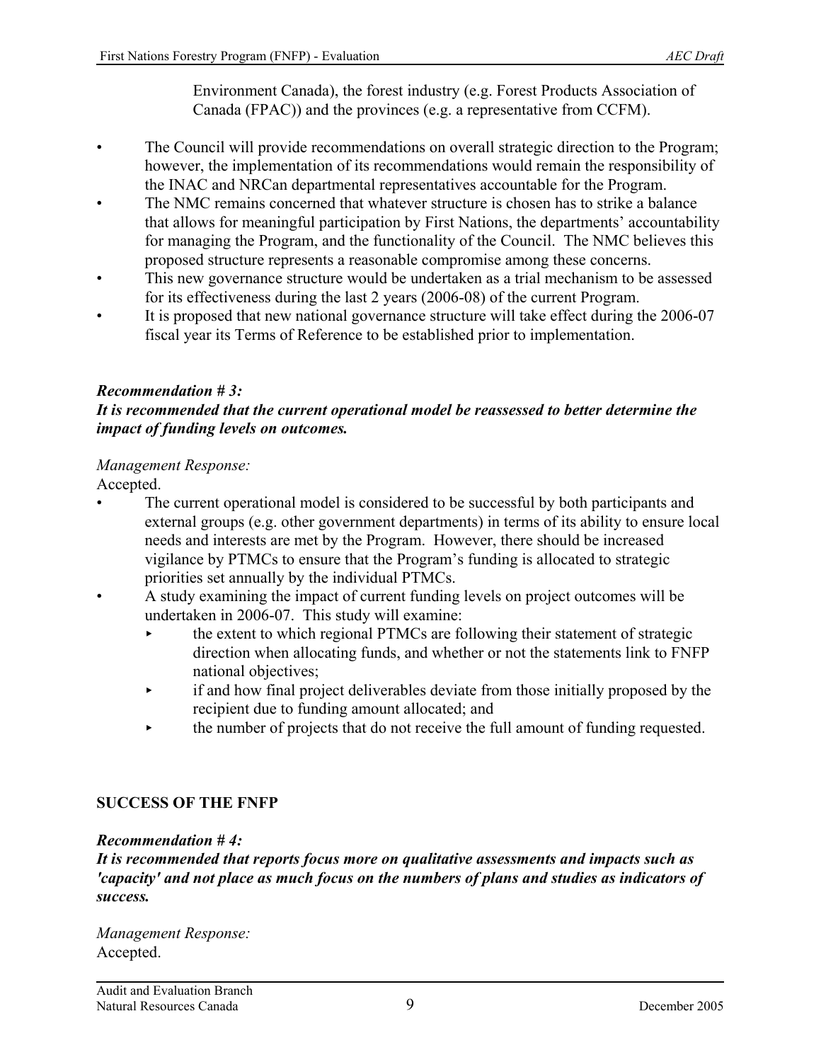Environment Canada), the forest industry (e.g. Forest Products Association of Canada (FPAC)) and the provinces (e.g. a representative from CCFM).

- The Council will provide recommendations on overall strategic direction to the Program; however, the implementation of its recommendations would remain the responsibility of the INAC and NRCan departmental representatives accountable for the Program.
- The NMC remains concerned that whatever structure is chosen has to strike a balance that allows for meaningful participation by First Nations, the departments' accountability for managing the Program, and the functionality of the Council. The NMC believes this proposed structure represents a reasonable compromise among these concerns.
- This new governance structure would be undertaken as a trial mechanism to be assessed for its effectiveness during the last 2 years (2006-08) of the current Program.
- It is proposed that new national governance structure will take effect during the 2006-07 fiscal year its Terms of Reference to be established prior to implementation.

***Recommendation # 3:***
***It is recommended that the current operational model be reassessed to better determine the impact of funding levels on outcomes.***

*Management Response:*
Accepted.

- The current operational model is considered to be successful by both participants and external groups (e.g. other government departments) in terms of its ability to ensure local needs and interests are met by the Program. However, there should be increased vigilance by PTMCs to ensure that the Program's funding is allocated to strategic priorities set annually by the individual PTMCs.
- A study examining the impact of current funding levels on project outcomes will be undertaken in 2006-07. This study will examine:
  - the extent to which regional PTMCs are following their statement of strategic direction when allocating funds, and whether or not the statements link to FNFP national objectives;
  - if and how final project deliverables deviate from those initially proposed by the recipient due to funding amount allocated; and
  - the number of projects that do not receive the full amount of funding requested.

## SUCCESS OF THE FNFP

***Recommendation # 4:***
***It is recommended that reports focus more on qualitative assessments and impacts such as 'capacity' and not place as much focus on the numbers of plans and studies as indicators of success.***

*Management Response:*
Accepted.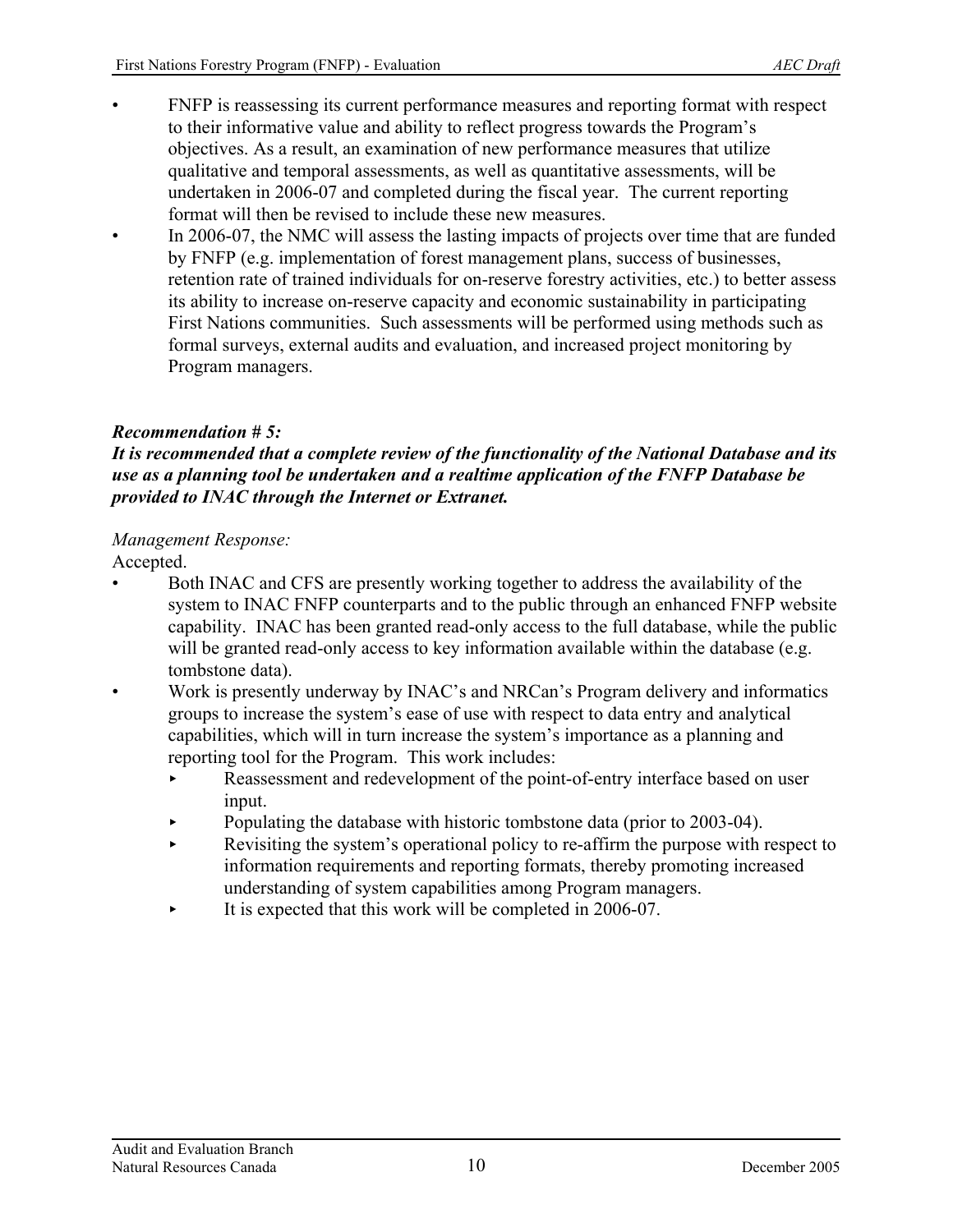- FNFP is reassessing its current performance measures and reporting format with respect to their informative value and ability to reflect progress towards the Program's objectives. As a result, an examination of new performance measures that utilize qualitative and temporal assessments, as well as quantitative assessments, will be undertaken in 2006-07 and completed during the fiscal year. The current reporting format will then be revised to include these new measures.
- In 2006-07, the NMC will assess the lasting impacts of projects over time that are funded by FNFP (e.g. implementation of forest management plans, success of businesses, retention rate of trained individuals for on-reserve forestry activities, etc.) to better assess its ability to increase on-reserve capacity and economic sustainability in participating First Nations communities. Such assessments will be performed using methods such as formal surveys, external audits and evaluation, and increased project monitoring by Program managers.

***Recommendation # 5:***
***It is recommended that a complete review of the functionality of the National Database and its use as a planning tool be undertaken and a realtime application of the FNFP Database be provided to INAC through the Internet or Extranet.***

*Management Response:*
Accepted.

- Both INAC and CFS are presently working together to address the availability of the system to INAC FNFP counterparts and to the public through an enhanced FNFP website capability. INAC has been granted read-only access to the full database, while the public will be granted read-only access to key information available within the database (e.g. tombstone data).
- Work is presently underway by INAC's and NRCan's Program delivery and informatics groups to increase the system's ease of use with respect to data entry and analytical capabilities, which will in turn increase the system's importance as a planning and reporting tool for the Program. This work includes:
  - Reassessment and redevelopment of the point-of-entry interface based on user input.
  - Populating the database with historic tombstone data (prior to 2003-04).
  - Revisiting the system's operational policy to re-affirm the purpose with respect to information requirements and reporting formats, thereby promoting increased understanding of system capabilities among Program managers.
  - It is expected that this work will be completed in 2006-07.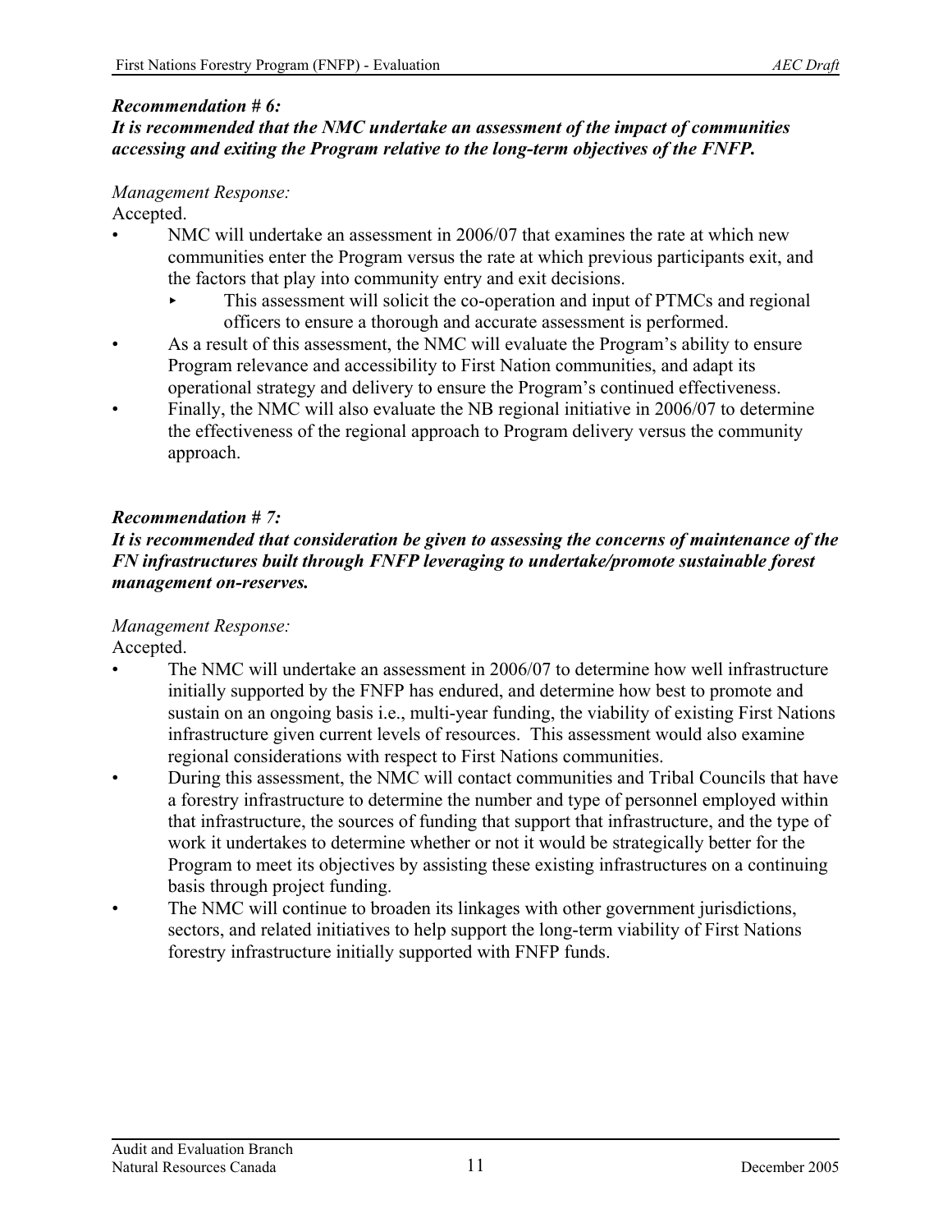***Recommendation # 6:***
***It is recommended that the NMC undertake an assessment of the impact of communities accessing and exiting the Program relative to the long-term objectives of the FNFP.***

*Management Response:*
Accepted.

- NMC will undertake an assessment in 2006/07 that examines the rate at which new communities enter the Program versus the rate at which previous participants exit, and the factors that play into community entry and exit decisions.
  - This assessment will solicit the co-operation and input of PTMCs and regional officers to ensure a thorough and accurate assessment is performed.
- As a result of this assessment, the NMC will evaluate the Program's ability to ensure Program relevance and accessibility to First Nation communities, and adapt its operational strategy and delivery to ensure the Program's continued effectiveness.
- Finally, the NMC will also evaluate the NB regional initiative in 2006/07 to determine the effectiveness of the regional approach to Program delivery versus the community approach.

***Recommendation # 7:***
***It is recommended that consideration be given to assessing the concerns of maintenance of the FN infrastructures built through FNFP leveraging to undertake/promote sustainable forest management on-reserves.***

*Management Response:*
Accepted.

- The NMC will undertake an assessment in 2006/07 to determine how well infrastructure initially supported by the FNFP has endured, and determine how best to promote and sustain on an ongoing basis i.e., multi-year funding, the viability of existing First Nations infrastructure given current levels of resources. This assessment would also examine regional considerations with respect to First Nations communities.
- During this assessment, the NMC will contact communities and Tribal Councils that have a forestry infrastructure to determine the number and type of personnel employed within that infrastructure, the sources of funding that support that infrastructure, and the type of work it undertakes to determine whether or not it would be strategically better for the Program to meet its objectives by assisting these existing infrastructures on a continuing basis through project funding.
- The NMC will continue to broaden its linkages with other government jurisdictions, sectors, and related initiatives to help support the long-term viability of First Nations forestry infrastructure initially supported with FNFP funds.